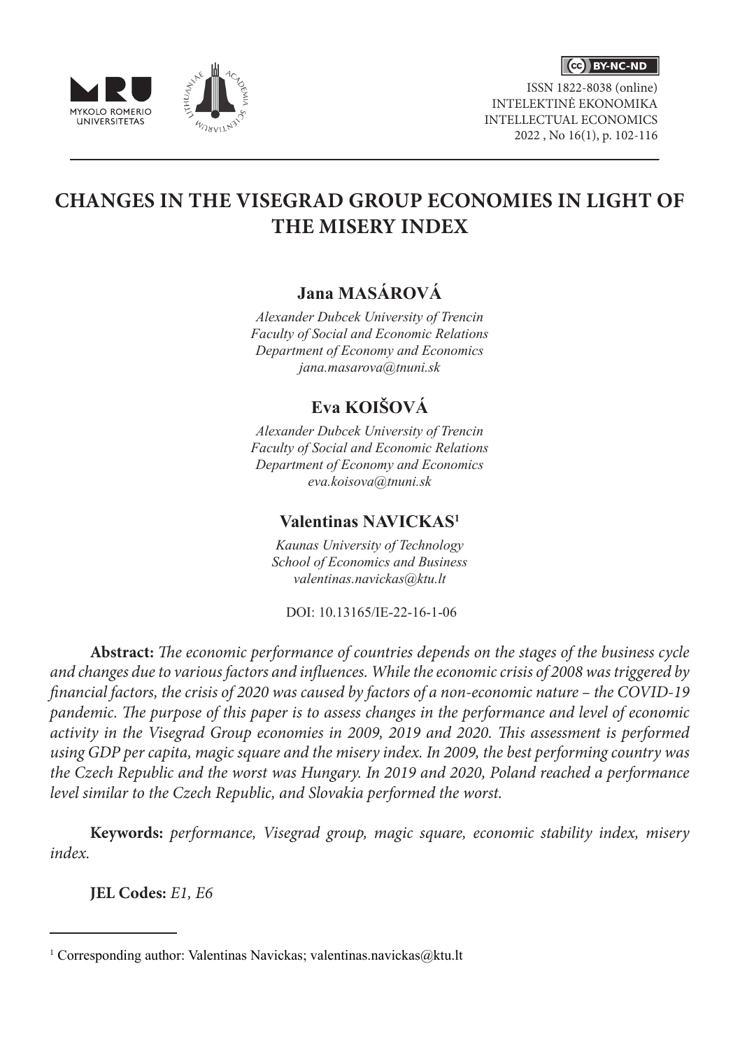# CHANGES IN THE VISEGRAD GROUP ECONOMIES IN LIGHT OF THE MISERY INDEX

## Jana MASÁROVÁ

*Alexander Dubcek University of Trencin*
*Faculty of Social and Economic Relations*
*Department of Economy and Economics*
*jana.masarova@tnuni.sk*

## Eva KOIŠOVÁ

*Alexander Dubcek University of Trencin*
*Faculty of Social and Economic Relations*
*Department of Economy and Economics*
*eva.koisova@tnuni.sk*

## Valentinas NAVICKAS[1]

*Kaunas University of Technology*
*School of Economics and Business*
*valentinas.navickas@ktu.lt*

DOI: 10.13165/IE-22-16-1-06

**Abstract:** *The economic performance of countries depends on the stages of the business cycle and changes due to various factors and influences. While the economic crisis of 2008 was triggered by financial factors, the crisis of 2020 was caused by factors of a non-economic nature – the COVID-19 pandemic. The purpose of this paper is to assess changes in the performance and level of economic activity in the Visegrad Group economies in 2009, 2019 and 2020. This assessment is performed using GDP per capita, magic square and the misery index. In 2009, the best performing country was the Czech Republic and the worst was Hungary. In 2019 and 2020, Poland reached a performance level similar to the Czech Republic, and Slovakia performed the worst.*

**Keywords:** *performance, Visegrad group, magic square, economic stability index, misery index.*

**JEL Codes:** *E1, E6*

---

[1] Corresponding author: Valentinas Navickas; valentinas.navickas@ktu.lt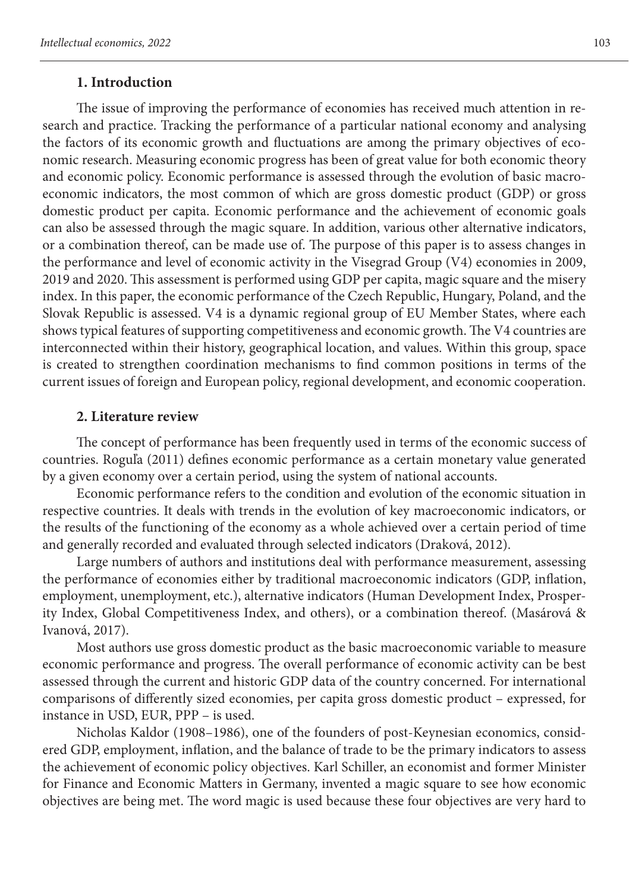## 1. Introduction

The issue of improving the performance of economies has received much attention in research and practice. Tracking the performance of a particular national economy and analysing the factors of its economic growth and fluctuations are among the primary objectives of economic research. Measuring economic progress has been of great value for both economic theory and economic policy. Economic performance is assessed through the evolution of basic macroeconomic indicators, the most common of which are gross domestic product (GDP) or gross domestic product per capita. Economic performance and the achievement of economic goals can also be assessed through the magic square. In addition, various other alternative indicators, or a combination thereof, can be made use of. The purpose of this paper is to assess changes in the performance and level of economic activity in the Visegrad Group (V4) economies in 2009, 2019 and 2020. This assessment is performed using GDP per capita, magic square and the misery index. In this paper, the economic performance of the Czech Republic, Hungary, Poland, and the Slovak Republic is assessed. V4 is a dynamic regional group of EU Member States, where each shows typical features of supporting competitiveness and economic growth. The V4 countries are interconnected within their history, geographical location, and values. Within this group, space is created to strengthen coordination mechanisms to find common positions in terms of the current issues of foreign and European policy, regional development, and economic cooperation.

## 2. Literature review

The concept of performance has been frequently used in terms of the economic success of countries. Roguľa (2011) defines economic performance as a certain monetary value generated by a given economy over a certain period, using the system of national accounts.

Economic performance refers to the condition and evolution of the economic situation in respective countries. It deals with trends in the evolution of key macroeconomic indicators, or the results of the functioning of the economy as a whole achieved over a certain period of time and generally recorded and evaluated through selected indicators (Draková, 2012).

Large numbers of authors and institutions deal with performance measurement, assessing the performance of economies either by traditional macroeconomic indicators (GDP, inflation, employment, unemployment, etc.), alternative indicators (Human Development Index, Prosperity Index, Global Competitiveness Index, and others), or a combination thereof. (Masárová & Ivanová, 2017).

Most authors use gross domestic product as the basic macroeconomic variable to measure economic performance and progress. The overall performance of economic activity can be best assessed through the current and historic GDP data of the country concerned. For international comparisons of differently sized economies, per capita gross domestic product – expressed, for instance in USD, EUR, PPP – is used.

Nicholas Kaldor (1908–1986), one of the founders of post-Keynesian economics, considered GDP, employment, inflation, and the balance of trade to be the primary indicators to assess the achievement of economic policy objectives. Karl Schiller, an economist and former Minister for Finance and Economic Matters in Germany, invented a magic square to see how economic objectives are being met. The word magic is used because these four objectives are very hard to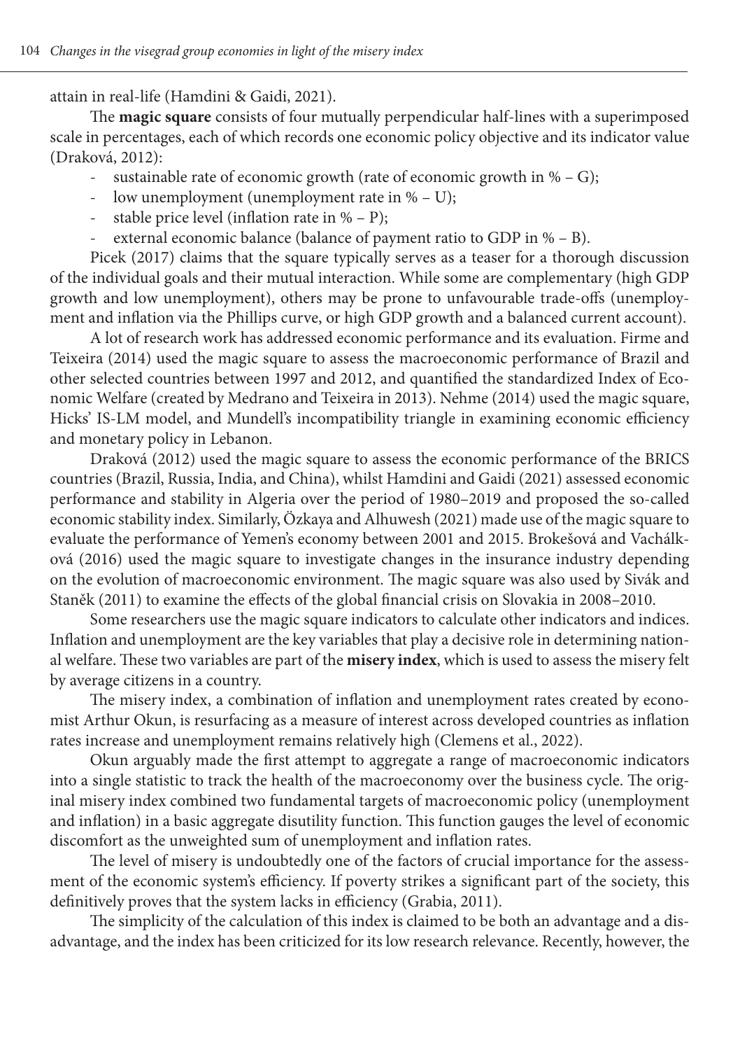attain in real-life (Hamdini & Gaidi, 2021).

The **magic square** consists of four mutually perpendicular half-lines with a superimposed scale in percentages, each of which records one economic policy objective and its indicator value (Draková, 2012):

- sustainable rate of economic growth (rate of economic growth in % – G);
- low unemployment (unemployment rate in % – U);
- stable price level (inflation rate in % – P);
- external economic balance (balance of payment ratio to GDP in % – B).

Picek (2017) claims that the square typically serves as a teaser for a thorough discussion of the individual goals and their mutual interaction. While some are complementary (high GDP growth and low unemployment), others may be prone to unfavourable trade-offs (unemployment and inflation via the Phillips curve, or high GDP growth and a balanced current account).

A lot of research work has addressed economic performance and its evaluation. Firme and Teixeira (2014) used the magic square to assess the macroeconomic performance of Brazil and other selected countries between 1997 and 2012, and quantified the standardized Index of Economic Welfare (created by Medrano and Teixeira in 2013). Nehme (2014) used the magic square, Hicks' IS-LM model, and Mundell's incompatibility triangle in examining economic efficiency and monetary policy in Lebanon.

Draková (2012) used the magic square to assess the economic performance of the BRICS countries (Brazil, Russia, India, and China), whilst Hamdini and Gaidi (2021) assessed economic performance and stability in Algeria over the period of 1980–2019 and proposed the so-called economic stability index. Similarly, Özkaya and Alhuwesh (2021) made use of the magic square to evaluate the performance of Yemen's economy between 2001 and 2015. Brokešová and Vachálková (2016) used the magic square to investigate changes in the insurance industry depending on the evolution of macroeconomic environment. The magic square was also used by Sivák and Staněk (2011) to examine the effects of the global financial crisis on Slovakia in 2008–2010.

Some researchers use the magic square indicators to calculate other indicators and indices. Inflation and unemployment are the key variables that play a decisive role in determining national welfare. These two variables are part of the **misery index**, which is used to assess the misery felt by average citizens in a country.

The misery index, a combination of inflation and unemployment rates created by economist Arthur Okun, is resurfacing as a measure of interest across developed countries as inflation rates increase and unemployment remains relatively high (Clemens et al., 2022).

Okun arguably made the first attempt to aggregate a range of macroeconomic indicators into a single statistic to track the health of the macroeconomy over the business cycle. The original misery index combined two fundamental targets of macroeconomic policy (unemployment and inflation) in a basic aggregate disutility function. This function gauges the level of economic discomfort as the unweighted sum of unemployment and inflation rates.

The level of misery is undoubtedly one of the factors of crucial importance for the assessment of the economic system's efficiency. If poverty strikes a significant part of the society, this definitively proves that the system lacks in efficiency (Grabia, 2011).

The simplicity of the calculation of this index is claimed to be both an advantage and a disadvantage, and the index has been criticized for its low research relevance. Recently, however, the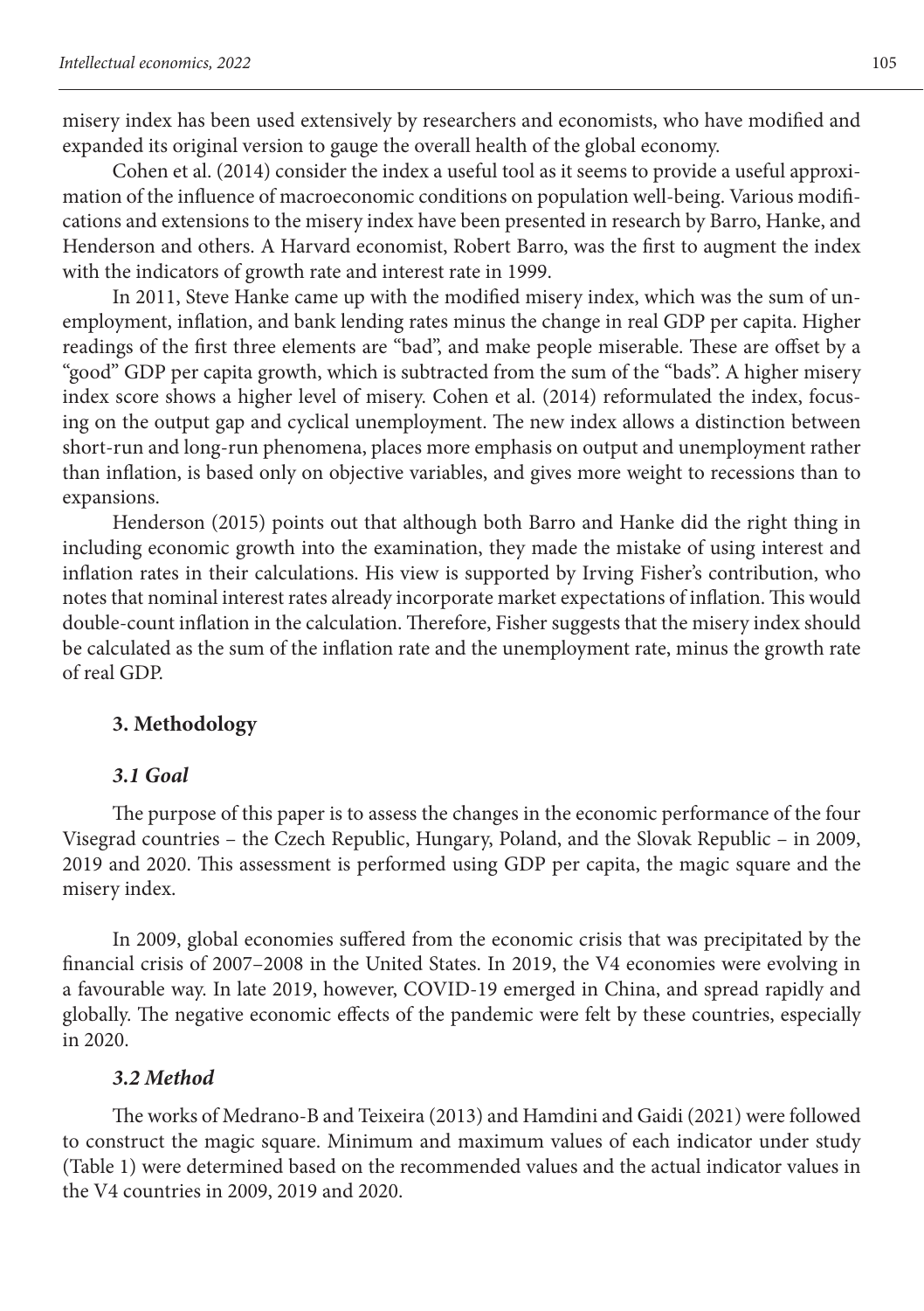misery index has been used extensively by researchers and economists, who have modified and expanded its original version to gauge the overall health of the global economy.

Cohen et al. (2014) consider the index a useful tool as it seems to provide a useful approximation of the influence of macroeconomic conditions on population well-being. Various modifications and extensions to the misery index have been presented in research by Barro, Hanke, and Henderson and others. A Harvard economist, Robert Barro, was the first to augment the index with the indicators of growth rate and interest rate in 1999.

In 2011, Steve Hanke came up with the modified misery index, which was the sum of unemployment, inflation, and bank lending rates minus the change in real GDP per capita. Higher readings of the first three elements are "bad", and make people miserable. These are offset by a "good" GDP per capita growth, which is subtracted from the sum of the "bads". A higher misery index score shows a higher level of misery. Cohen et al. (2014) reformulated the index, focusing on the output gap and cyclical unemployment. The new index allows a distinction between short-run and long-run phenomena, places more emphasis on output and unemployment rather than inflation, is based only on objective variables, and gives more weight to recessions than to expansions.

Henderson (2015) points out that although both Barro and Hanke did the right thing in including economic growth into the examination, they made the mistake of using interest and inflation rates in their calculations. His view is supported by Irving Fisher's contribution, who notes that nominal interest rates already incorporate market expectations of inflation. This would double-count inflation in the calculation. Therefore, Fisher suggests that the misery index should be calculated as the sum of the inflation rate and the unemployment rate, minus the growth rate of real GDP.

## 3. Methodology

### *3.1 Goal*

The purpose of this paper is to assess the changes in the economic performance of the four Visegrad countries – the Czech Republic, Hungary, Poland, and the Slovak Republic – in 2009, 2019 and 2020. This assessment is performed using GDP per capita, the magic square and the misery index.

In 2009, global economies suffered from the economic crisis that was precipitated by the financial crisis of 2007–2008 in the United States. In 2019, the V4 economies were evolving in a favourable way. In late 2019, however, COVID-19 emerged in China, and spread rapidly and globally. The negative economic effects of the pandemic were felt by these countries, especially in 2020.

### *3.2 Method*

The works of Medrano-B and Teixeira (2013) and Hamdini and Gaidi (2021) were followed to construct the magic square. Minimum and maximum values of each indicator under study (Table 1) were determined based on the recommended values and the actual indicator values in the V4 countries in 2009, 2019 and 2020.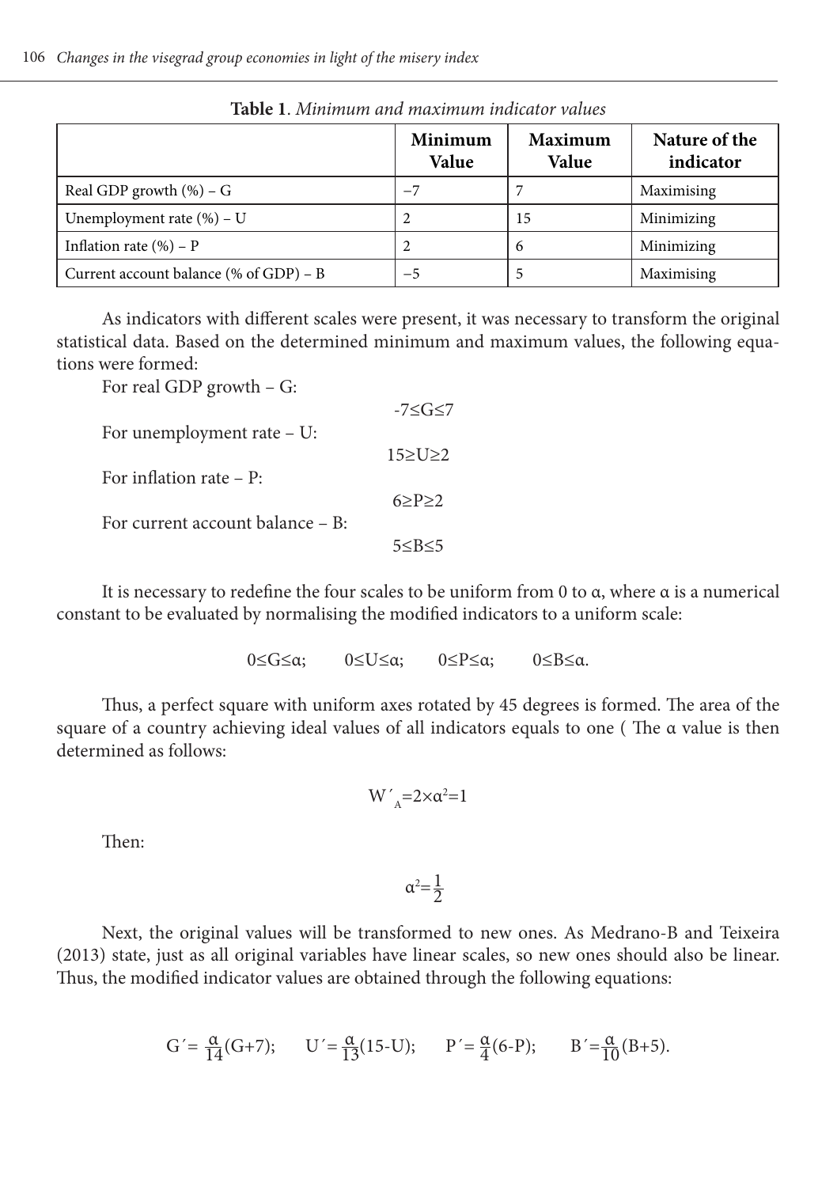**Table 1**. *Minimum and maximum indicator values*

| | Minimum Value | Maximum Value | Nature of the indicator |
|---|---|---|---|
| Real GDP growth (%) – G | −7 | 7 | Maximising |
| Unemployment rate (%) – U | 2 | 15 | Minimizing |
| Inflation rate (%) – P | 2 | 6 | Minimizing |
| Current account balance (% of GDP) – B | −5 | 5 | Maximising |

As indicators with different scales were present, it was necessary to transform the original statistical data. Based on the determined minimum and maximum values, the following equations were formed:

For real GDP growth – G:

$$-7 \leq G \leq 7$$

For unemployment rate – U:

$$15 \geq U \geq 2$$

For inflation rate – P:

$$6 \geq P \geq 2$$

For current account balance – B:

$$5 \leq B \leq 5$$

It is necessary to redefine the four scales to be uniform from 0 to α, where α is a numerical constant to be evaluated by normalising the modified indicators to a uniform scale:

$$0 \leq G \leq \alpha; \qquad 0 \leq U \leq \alpha; \qquad 0 \leq P \leq \alpha; \qquad 0 \leq B \leq \alpha.$$

Thus, a perfect square with uniform axes rotated by 45 degrees is formed. The area of the square of a country achieving ideal values of all indicators equals to one ( The α value is then determined as follows:

$$W'_A = 2 \times \alpha^2 = 1$$

Then:

$$\alpha^2 = \frac{1}{2}$$

Next, the original values will be transformed to new ones. As Medrano-B and Teixeira (2013) state, just as all original variables have linear scales, so new ones should also be linear. Thus, the modified indicator values are obtained through the following equations:

$$G' = \frac{\alpha}{14}(G+7); \qquad U' = \frac{\alpha}{13}(15-U); \qquad P' = \frac{\alpha}{4}(6-P); \qquad B' = \frac{\alpha}{10}(B+5).$$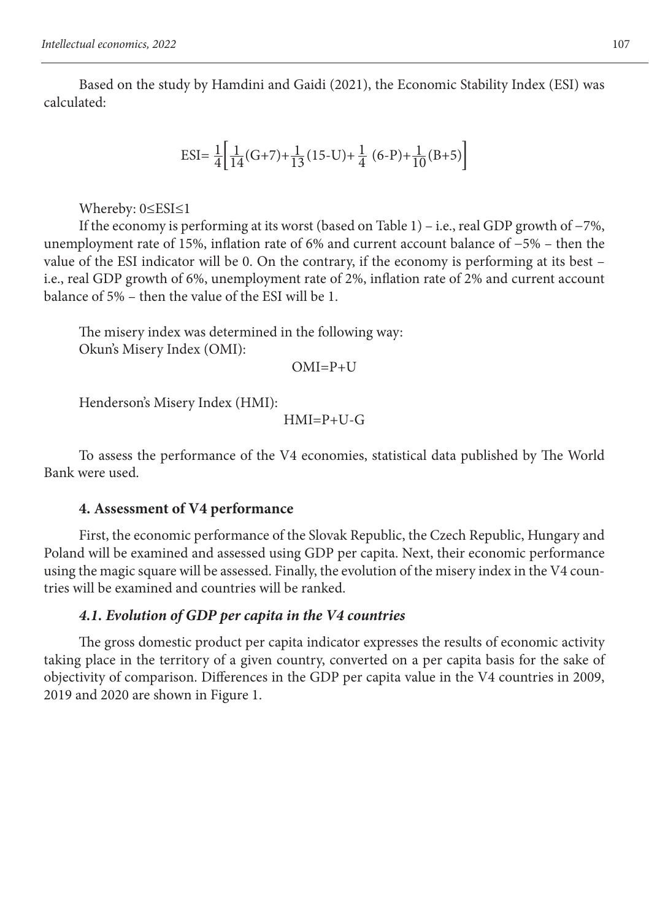Based on the study by Hamdini and Gaidi (2021), the Economic Stability Index (ESI) was calculated:

$$ESI=\frac{1}{4}\left[\frac{1}{14}(G+7)+\frac{1}{13}(15-U)+\frac{1}{4}\,(6-P)+\frac{1}{10}(B+5)\right]$$

Whereby: $0 \leq ESI \leq 1$

If the economy is performing at its worst (based on Table 1) – i.e., real GDP growth of −7%, unemployment rate of 15%, inflation rate of 6% and current account balance of −5% – then the value of the ESI indicator will be 0. On the contrary, if the economy is performing at its best – i.e., real GDP growth of 6%, unemployment rate of 2%, inflation rate of 2% and current account balance of 5% – then the value of the ESI will be 1.

The misery index was determined in the following way:

Okun's Misery Index (OMI):

$$OMI=P+U$$

Henderson's Misery Index (HMI):

$$HMI=P+U-G$$

To assess the performance of the V4 economies, statistical data published by The World Bank were used.

## 4. Assessment of V4 performance

First, the economic performance of the Slovak Republic, the Czech Republic, Hungary and Poland will be examined and assessed using GDP per capita. Next, their economic performance using the magic square will be assessed. Finally, the evolution of the misery index in the V4 countries will be examined and countries will be ranked.

### *4.1. Evolution of GDP per capita in the V4 countries*

The gross domestic product per capita indicator expresses the results of economic activity taking place in the territory of a given country, converted on a per capita basis for the sake of objectivity of comparison. Differences in the GDP per capita value in the V4 countries in 2009, 2019 and 2020 are shown in Figure 1.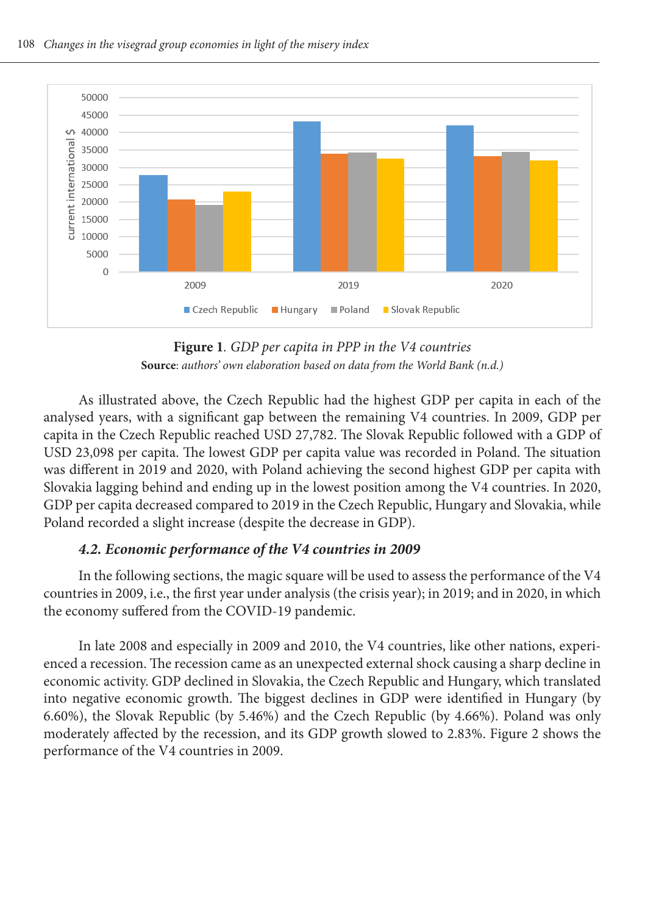**Figure 1**. *GDP per capita in PPP in the V4 countries*
**Source**: *authors' own elaboration based on data from the World Bank (n.d.)*

As illustrated above, the Czech Republic had the highest GDP per capita in each of the analysed years, with a significant gap between the remaining V4 countries. In 2009, GDP per capita in the Czech Republic reached USD 27,782. The Slovak Republic followed with a GDP of USD 23,098 per capita. The lowest GDP per capita value was recorded in Poland. The situation was different in 2019 and 2020, with Poland achieving the second highest GDP per capita with Slovakia lagging behind and ending up in the lowest position among the V4 countries. In 2020, GDP per capita decreased compared to 2019 in the Czech Republic, Hungary and Slovakia, while Poland recorded a slight increase (despite the decrease in GDP).

### *4.2. Economic performance of the V4 countries in 2009*

In the following sections, the magic square will be used to assess the performance of the V4 countries in 2009, i.e., the first year under analysis (the crisis year); in 2019; and in 2020, in which the economy suffered from the COVID-19 pandemic.

In late 2008 and especially in 2009 and 2010, the V4 countries, like other nations, experienced a recession. The recession came as an unexpected external shock causing a sharp decline in economic activity. GDP declined in Slovakia, the Czech Republic and Hungary, which translated into negative economic growth. The biggest declines in GDP were identified in Hungary (by 6.60%), the Slovak Republic (by 5.46%) and the Czech Republic (by 4.66%). Poland was only moderately affected by the recession, and its GDP growth slowed to 2.83%. Figure 2 shows the performance of the V4 countries in 2009.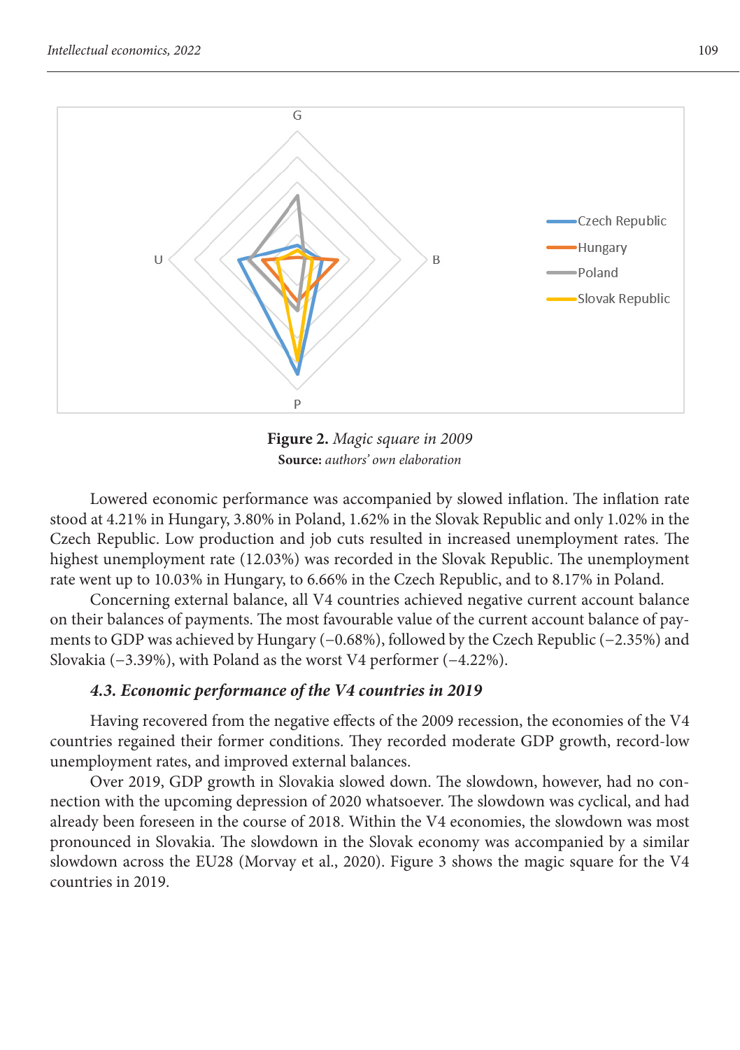**Figure 2.** *Magic square in 2009*
**Source:** *authors' own elaboration*

Lowered economic performance was accompanied by slowed inflation. The inflation rate stood at 4.21% in Hungary, 3.80% in Poland, 1.62% in the Slovak Republic and only 1.02% in the Czech Republic. Low production and job cuts resulted in increased unemployment rates. The highest unemployment rate (12.03%) was recorded in the Slovak Republic. The unemployment rate went up to 10.03% in Hungary, to 6.66% in the Czech Republic, and to 8.17% in Poland.

Concerning external balance, all V4 countries achieved negative current account balance on their balances of payments. The most favourable value of the current account balance of payments to GDP was achieved by Hungary (–0.68%), followed by the Czech Republic (–2.35%) and Slovakia (–3.39%), with Poland as the worst V4 performer (–4.22%).

### *4.3. Economic performance of the V4 countries in 2019*

Having recovered from the negative effects of the 2009 recession, the economies of the V4 countries regained their former conditions. They recorded moderate GDP growth, record-low unemployment rates, and improved external balances.

Over 2019, GDP growth in Slovakia slowed down. The slowdown, however, had no connection with the upcoming depression of 2020 whatsoever. The slowdown was cyclical, and had already been foreseen in the course of 2018. Within the V4 economies, the slowdown was most pronounced in Slovakia. The slowdown in the Slovak economy was accompanied by a similar slowdown across the EU28 (Morvay et al., 2020). Figure 3 shows the magic square for the V4 countries in 2019.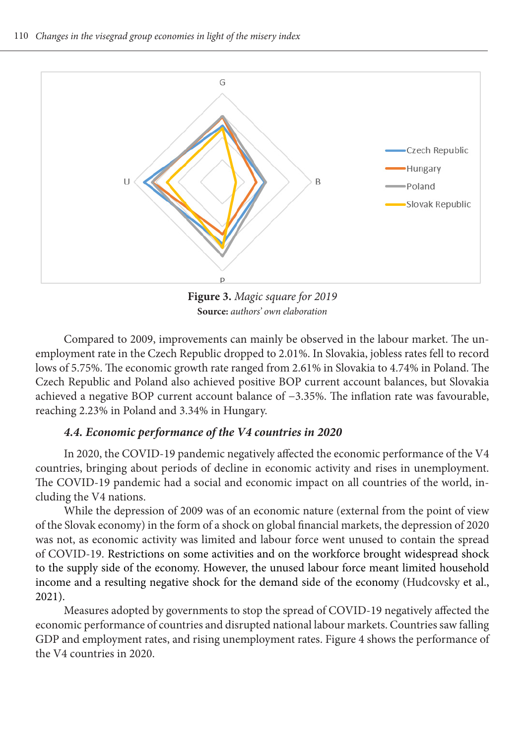Figure 3. *Magic square for 2019*
**Source:** *authors' own elaboration*

Compared to 2009, improvements can mainly be observed in the labour market. The unemployment rate in the Czech Republic dropped to 2.01%. In Slovakia, jobless rates fell to record lows of 5.75%. The economic growth rate ranged from 2.61% in Slovakia to 4.74% in Poland. The Czech Republic and Poland also achieved positive BOP current account balances, but Slovakia achieved a negative BOP current account balance of −3.35%. The inflation rate was favourable, reaching 2.23% in Poland and 3.34% in Hungary.

### *4.4. Economic performance of the V4 countries in 2020*

In 2020, the COVID-19 pandemic negatively affected the economic performance of the V4 countries, bringing about periods of decline in economic activity and rises in unemployment. The COVID-19 pandemic had a social and economic impact on all countries of the world, including the V4 nations.

While the depression of 2009 was of an economic nature (external from the point of view of the Slovak economy) in the form of a shock on global financial markets, the depression of 2020 was not, as economic activity was limited and labour force went unused to contain the spread of COVID-19. Restrictions on some activities and on the workforce brought widespread shock to the supply side of the economy. However, the unused labour force meant limited household income and a resulting negative shock for the demand side of the economy (Hudcovsky et al., 2021).

Measures adopted by governments to stop the spread of COVID-19 negatively affected the economic performance of countries and disrupted national labour markets. Countries saw falling GDP and employment rates, and rising unemployment rates. Figure 4 shows the performance of the V4 countries in 2020.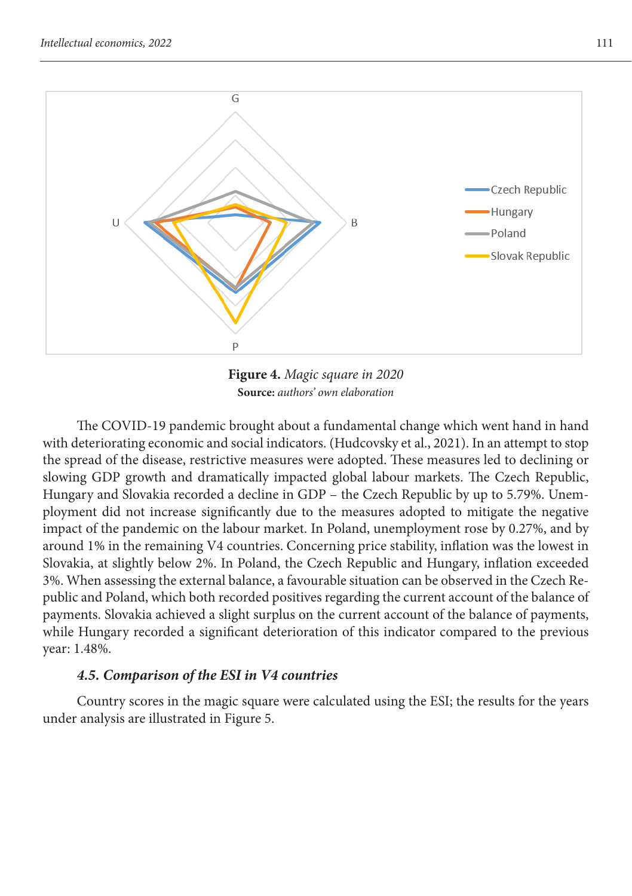**Figure 4.** *Magic square in 2020*
**Source:** *authors' own elaboration*

The COVID-19 pandemic brought about a fundamental change which went hand in hand with deteriorating economic and social indicators. (Hudcovsky et al., 2021). In an attempt to stop the spread of the disease, restrictive measures were adopted. These measures led to declining or slowing GDP growth and dramatically impacted global labour markets. The Czech Republic, Hungary and Slovakia recorded a decline in GDP – the Czech Republic by up to 5.79%. Unemployment did not increase significantly due to the measures adopted to mitigate the negative impact of the pandemic on the labour market. In Poland, unemployment rose by 0.27%, and by around 1% in the remaining V4 countries. Concerning price stability, inflation was the lowest in Slovakia, at slightly below 2%. In Poland, the Czech Republic and Hungary, inflation exceeded 3%. When assessing the external balance, a favourable situation can be observed in the Czech Republic and Poland, which both recorded positives regarding the current account of the balance of payments. Slovakia achieved a slight surplus on the current account of the balance of payments, while Hungary recorded a significant deterioration of this indicator compared to the previous year: 1.48%.

### *4.5. Comparison of the ESI in V4 countries*

Country scores in the magic square were calculated using the ESI; the results for the years under analysis are illustrated in Figure 5.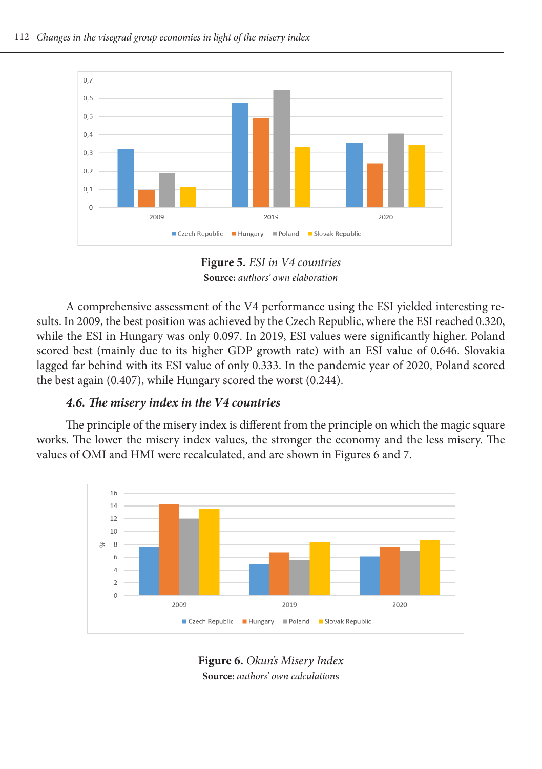**Figure 5.** *ESI in V4 countries*
**Source:** *authors' own elaboration*

A comprehensive assessment of the V4 performance using the ESI yielded interesting results. In 2009, the best position was achieved by the Czech Republic, where the ESI reached 0.320, while the ESI in Hungary was only 0.097. In 2019, ESI values were significantly higher. Poland scored best (mainly due to its higher GDP growth rate) with an ESI value of 0.646. Slovakia lagged far behind with its ESI value of only 0.333. In the pandemic year of 2020, Poland scored the best again (0.407), while Hungary scored the worst (0.244).

### *4.6. The misery index in the V4 countries*

The principle of the misery index is different from the principle on which the magic square works. The lower the misery index values, the stronger the economy and the less misery. The values of OMI and HMI were recalculated, and are shown in Figures 6 and 7.

**Figure 6.** *Okun's Misery Index*
**Source:** *authors' own calculations*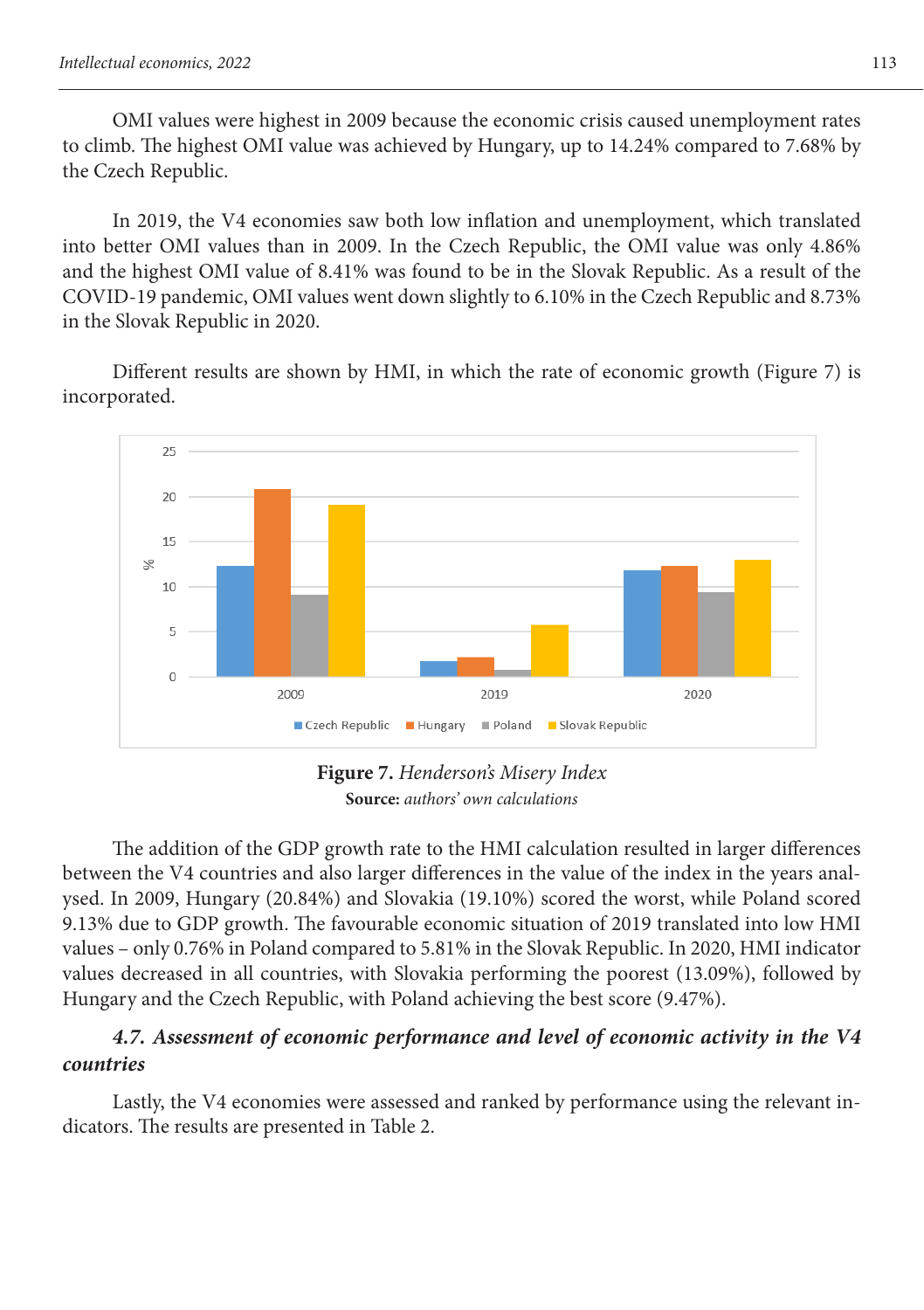OMI values were highest in 2009 because the economic crisis caused unemployment rates to climb. The highest OMI value was achieved by Hungary, up to 14.24% compared to 7.68% by the Czech Republic.

In 2019, the V4 economies saw both low inflation and unemployment, which translated into better OMI values than in 2009. In the Czech Republic, the OMI value was only 4.86% and the highest OMI value of 8.41% was found to be in the Slovak Republic. As a result of the COVID-19 pandemic, OMI values went down slightly to 6.10% in the Czech Republic and 8.73% in the Slovak Republic in 2020.

Different results are shown by HMI, in which the rate of economic growth (Figure 7) is incorporated.

**Figure 7.** *Henderson's Misery Index*
**Source:** *authors' own calculations*

The addition of the GDP growth rate to the HMI calculation resulted in larger differences between the V4 countries and also larger differences in the value of the index in the years analysed. In 2009, Hungary (20.84%) and Slovakia (19.10%) scored the worst, while Poland scored 9.13% due to GDP growth. The favourable economic situation of 2019 translated into low HMI values – only 0.76% in Poland compared to 5.81% in the Slovak Republic. In 2020, HMI indicator values decreased in all countries, with Slovakia performing the poorest (13.09%), followed by Hungary and the Czech Republic, with Poland achieving the best score (9.47%).

### *4.7. Assessment of economic performance and level of economic activity in the V4 countries*

Lastly, the V4 economies were assessed and ranked by performance using the relevant indicators. The results are presented in Table 2.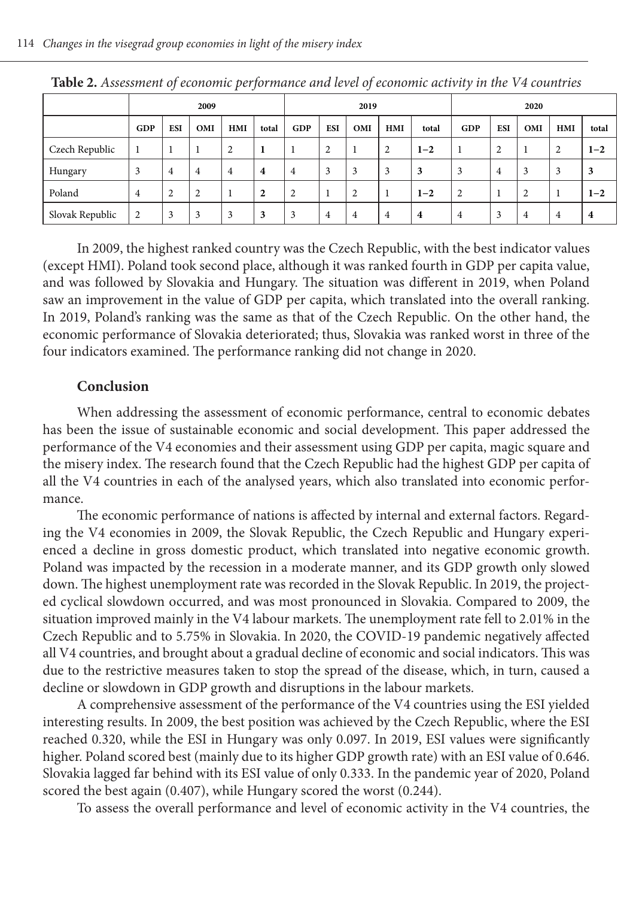**Table 2.** *Assessment of economic performance and level of economic activity in the V4 countries*

| | 2009 | | | | | 2019 | | | | | 2020 | | | | |
|---|---|---|---|---|---|---|---|---|---|---|---|---|---|---|---|
| | GDP | ESI | OMI | HMI | total | GDP | ESI | OMI | HMI | total | GDP | ESI | OMI | HMI | total |
| Czech Republic | 1 | 1 | 1 | 2 | **1** | 1 | 2 | 1 | 2 | **1–2** | 1 | 2 | 1 | 2 | **1–2** |
| Hungary | 3 | 4 | 4 | 4 | **4** | 4 | 3 | 3 | 3 | **3** | 3 | 4 | 3 | 3 | **3** |
| Poland | 4 | 2 | 2 | 1 | **2** | 2 | 1 | 2 | 1 | **1–2** | 2 | 1 | 2 | 1 | **1–2** |
| Slovak Republic | 2 | 3 | 3 | 3 | **3** | 3 | 4 | 4 | 4 | **4** | 4 | 3 | 4 | 4 | **4** |

In 2009, the highest ranked country was the Czech Republic, with the best indicator values (except HMI). Poland took second place, although it was ranked fourth in GDP per capita value, and was followed by Slovakia and Hungary. The situation was different in 2019, when Poland saw an improvement in the value of GDP per capita, which translated into the overall ranking. In 2019, Poland's ranking was the same as that of the Czech Republic. On the other hand, the economic performance of Slovakia deteriorated; thus, Slovakia was ranked worst in three of the four indicators examined. The performance ranking did not change in 2020.

## Conclusion

When addressing the assessment of economic performance, central to economic debates has been the issue of sustainable economic and social development. This paper addressed the performance of the V4 economies and their assessment using GDP per capita, magic square and the misery index. The research found that the Czech Republic had the highest GDP per capita of all the V4 countries in each of the analysed years, which also translated into economic performance.

The economic performance of nations is affected by internal and external factors. Regarding the V4 economies in 2009, the Slovak Republic, the Czech Republic and Hungary experienced a decline in gross domestic product, which translated into negative economic growth. Poland was impacted by the recession in a moderate manner, and its GDP growth only slowed down. The highest unemployment rate was recorded in the Slovak Republic. In 2019, the projected cyclical slowdown occurred, and was most pronounced in Slovakia. Compared to 2009, the situation improved mainly in the V4 labour markets. The unemployment rate fell to 2.01% in the Czech Republic and to 5.75% in Slovakia. In 2020, the COVID-19 pandemic negatively affected all V4 countries, and brought about a gradual decline of economic and social indicators. This was due to the restrictive measures taken to stop the spread of the disease, which, in turn, caused a decline or slowdown in GDP growth and disruptions in the labour markets.

A comprehensive assessment of the performance of the V4 countries using the ESI yielded interesting results. In 2009, the best position was achieved by the Czech Republic, where the ESI reached 0.320, while the ESI in Hungary was only 0.097. In 2019, ESI values were significantly higher. Poland scored best (mainly due to its higher GDP growth rate) with an ESI value of 0.646. Slovakia lagged far behind with its ESI value of only 0.333. In the pandemic year of 2020, Poland scored the best again (0.407), while Hungary scored the worst (0.244).

To assess the overall performance and level of economic activity in the V4 countries, the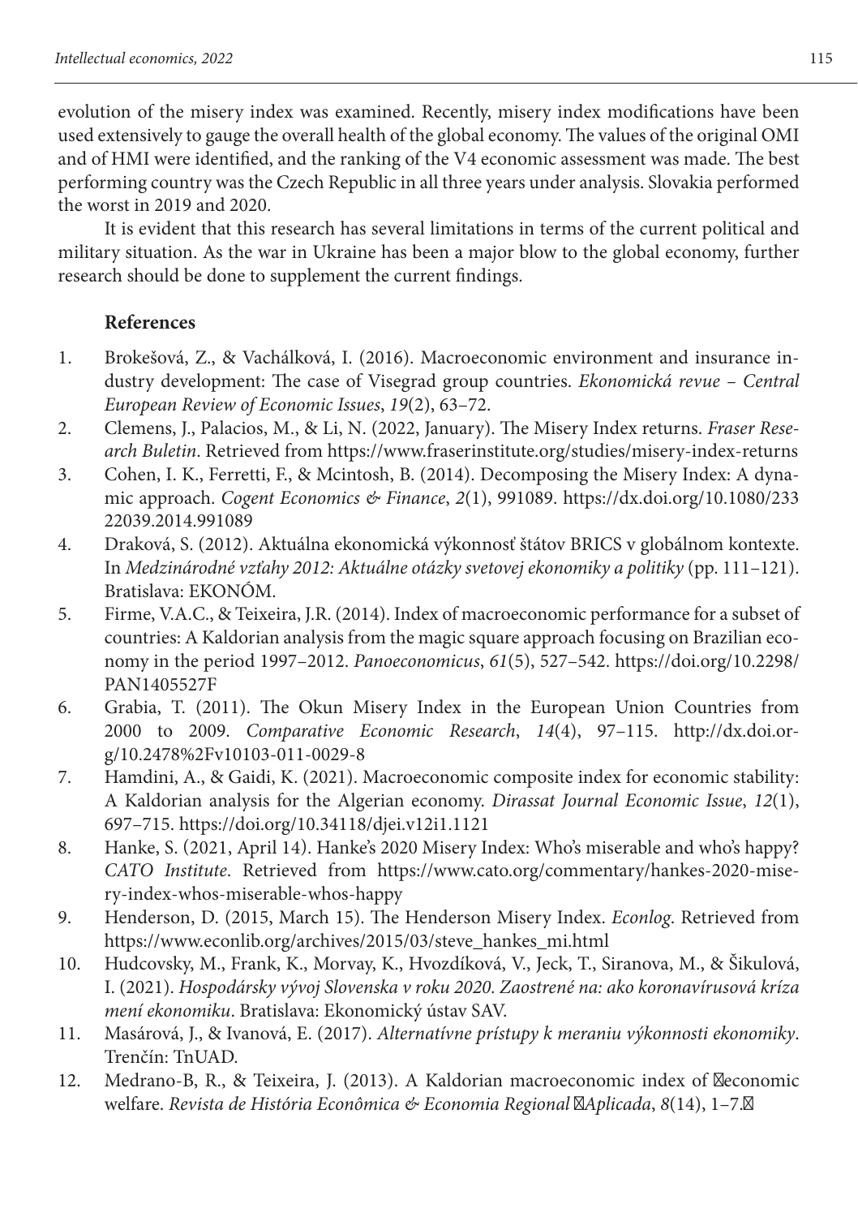evolution of the misery index was examined. Recently, misery index modifications have been used extensively to gauge the overall health of the global economy. The values of the original OMI and of HMI were identified, and the ranking of the V4 economic assessment was made. The best performing country was the Czech Republic in all three years under analysis. Slovakia performed the worst in 2019 and 2020.

It is evident that this research has several limitations in terms of the current political and military situation. As the war in Ukraine has been a major blow to the global economy, further research should be done to supplement the current findings.

## References

1. Brokešová, Z., & Vachálková, I. (2016). Macroeconomic environment and insurance industry development: The case of Visegrad group countries. *Ekonomická revue – Central European Review of Economic Issues*, *19*(2), 63–72.
2. Clemens, J., Palacios, M., & Li, N. (2022, January). The Misery Index returns. *Fraser Research Buletin*. Retrieved from https://www.fraserinstitute.org/studies/misery-index-returns
3. Cohen, I. K., Ferretti, F., & Mcintosh, B. (2014). Decomposing the Misery Index: A dynamic approach. *Cogent Economics & Finance*, *2*(1), 991089. https://dx.doi.org/10.1080/23322039.2014.991089
4. Draková, S. (2012). Aktuálna ekonomická výkonnosť štátov BRICS v globálnom kontexte. In *Medzinárodné vzťahy 2012: Aktuálne otázky svetovej ekonomiky a politiky* (pp. 111–121). Bratislava: EKONÓM.
5. Firme, V.A.C., & Teixeira, J.R. (2014). Index of macroeconomic performance for a subset of countries: A Kaldorian analysis from the magic square approach focusing on Brazilian economy in the period 1997–2012. *Panoeconomicus*, *61*(5), 527–542. https://doi.org/10.2298/PAN1405527F
6. Grabia, T. (2011). The Okun Misery Index in the European Union Countries from 2000 to 2009. *Comparative Economic Research*, *14*(4), 97–115. http://dx.doi.org/10.2478%2Fv10103-011-0029-8
7. Hamdini, A., & Gaidi, K. (2021). Macroeconomic composite index for economic stability: A Kaldorian analysis for the Algerian economy. *Dirassat Journal Economic Issue*, *12*(1), 697–715. https://doi.org/10.34118/djei.v12i1.1121
8. Hanke, S. (2021, April 14). Hanke's 2020 Misery Index: Who's miserable and who's happy? *CATO Institute*. Retrieved from https://www.cato.org/commentary/hankes-2020-misery-index-whos-miserable-whos-happy
9. Henderson, D. (2015, March 15). The Henderson Misery Index. *Econlog*. Retrieved from https://www.econlib.org/archives/2015/03/steve_hankes_mi.html
10. Hudcovsky, M., Frank, K., Morvay, K., Hvozdíková, V., Jeck, T., Siranova, M., & Šikulová, I. (2021). *Hospodársky vývoj Slovenska v roku 2020. Zaostrené na: ako koronavírusová kríza mení ekonomiku*. Bratislava: Ekonomický ústav SAV.
11. Masárová, J., & Ivanová, E. (2017). *Alternatívne prístupy k meraniu výkonnosti ekonomiky*. Trenčín: TnUAD.
12. Medrano-B, R., & Teixeira, J. (2013). A Kaldorian macroeconomic index of economic welfare. *Revista de História Econômica & Economia Regional Aplicada*, *8*(14), 1–7.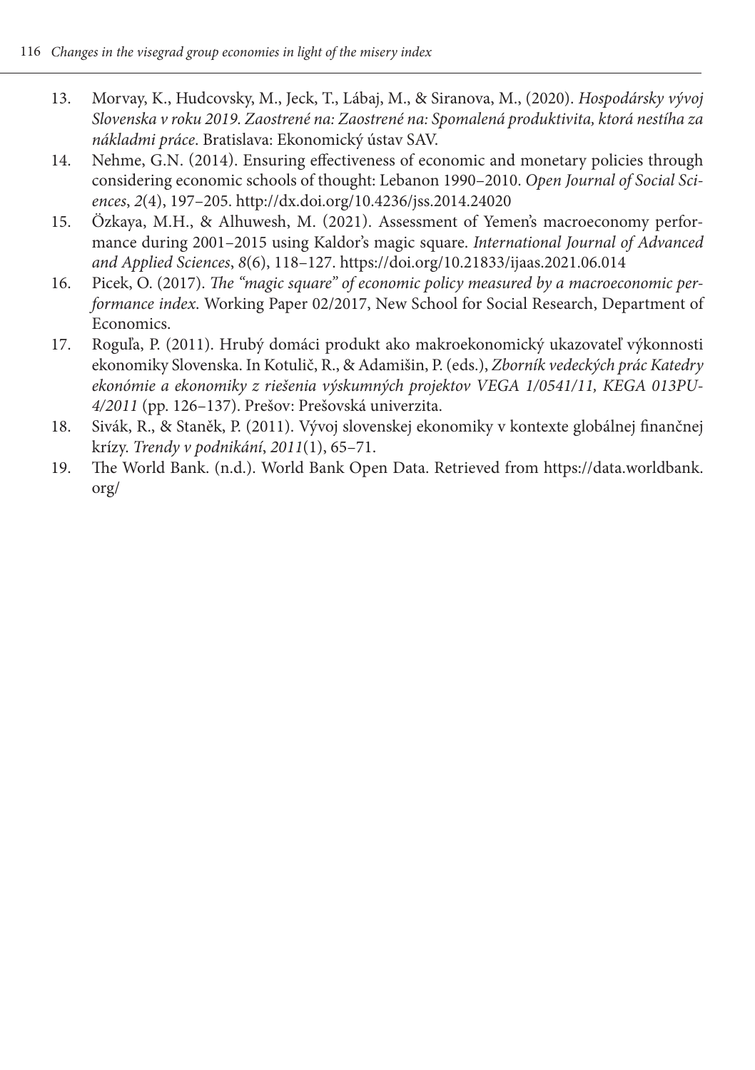13. Morvay, K., Hudcovsky, M., Jeck, T., Lábaj, M., & Siranova, M., (2020). *Hospodársky vývoj Slovenska v roku 2019. Zaostrené na: Zaostrené na: Spomalená produktivita, ktorá nestíha za nákladmi práce*. Bratislava: Ekonomický ústav SAV.
14. Nehme, G.N. (2014). Ensuring effectiveness of economic and monetary policies through considering economic schools of thought: Lebanon 1990–2010. *Open Journal of Social Sciences*, *2*(4), 197–205. http://dx.doi.org/10.4236/jss.2014.24020
15. Özkaya, M.H., & Alhuwesh, M. (2021). Assessment of Yemen's macroeconomy performance during 2001–2015 using Kaldor's magic square. *International Journal of Advanced and Applied Sciences*, *8*(6), 118–127. https://doi.org/10.21833/ijaas.2021.06.014
16. Picek, O. (2017). *The "magic square" of economic policy measured by a macroeconomic performance index*. Working Paper 02/2017, New School for Social Research, Department of Economics.
17. Roguľa, P. (2011). Hrubý domáci produkt ako makroekonomický ukazovateľ výkonnosti ekonomiky Slovenska. In Kotulič, R., & Adamišin, P. (eds.), *Zborník vedeckých prác Katedry ekonómie a ekonomiky z riešenia výskumných projektov VEGA 1/0541/11, KEGA 013PU-4/2011* (pp. 126–137). Prešov: Prešovská univerzita.
18. Sivák, R., & Staněk, P. (2011). Vývoj slovenskej ekonomiky v kontexte globálnej finančnej krízy. *Trendy v podnikání*, *2011*(1), 65–71.
19. The World Bank. (n.d.). World Bank Open Data. Retrieved from https://data.worldbank.org/